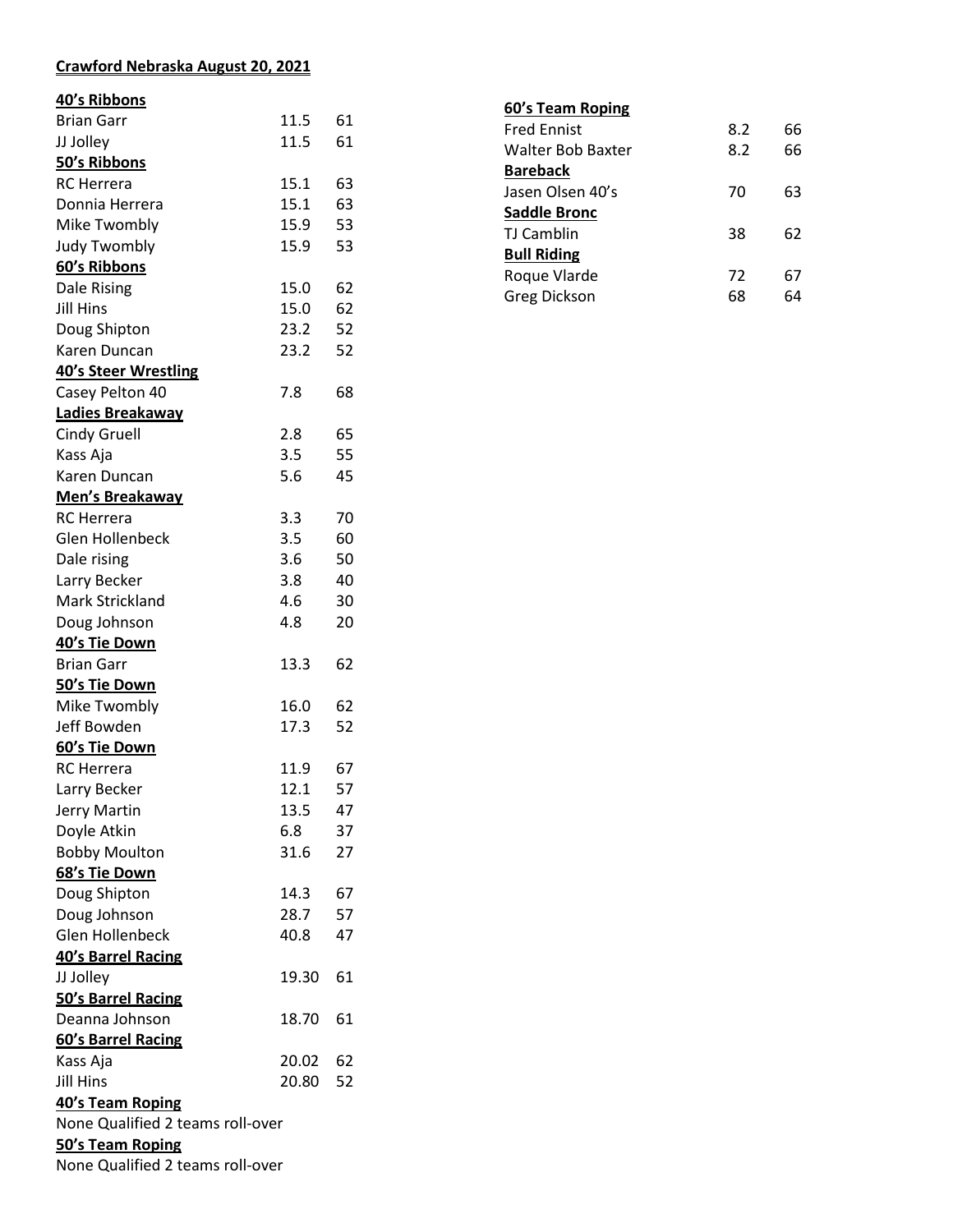**Crawford Nebraska August 20, 2021**

**40's Ribbons**

| | | |
|---|---|---|
| Brian Garr | 11.5 | 61 |
| JJ Jolley | 11.5 | 61 |

**50's Ribbons**

| | | |
|---|---|---|
| RC Herrera | 15.1 | 63 |
| Donnia Herrera | 15.1 | 63 |
| Mike Twombly | 15.9 | 53 |
| Judy Twombly | 15.9 | 53 |

**60's Ribbons**

| | | |
|---|---|---|
| Dale Rising | 15.0 | 62 |
| Jill Hins | 15.0 | 62 |
| Doug Shipton | 23.2 | 52 |
| Karen Duncan | 23.2 | 52 |

**40's Steer Wrestling**

| | | |
|---|---|---|
| Casey Pelton 40 | 7.8 | 68 |

**Ladies Breakaway**

| | | |
|---|---|---|
| Cindy Gruell | 2.8 | 65 |
| Kass Aja | 3.5 | 55 |
| Karen Duncan | 5.6 | 45 |

**Men's Breakaway**

| | | |
|---|---|---|
| RC Herrera | 3.3 | 70 |
| Glen Hollenbeck | 3.5 | 60 |
| Dale rising | 3.6 | 50 |
| Larry Becker | 3.8 | 40 |
| Mark Strickland | 4.6 | 30 |
| Doug Johnson | 4.8 | 20 |

**40's Tie Down**

| | | |
|---|---|---|
| Brian Garr | 13.3 | 62 |

**50's Tie Down**

| | | |
|---|---|---|
| Mike Twombly | 16.0 | 62 |
| Jeff Bowden | 17.3 | 52 |

**60's Tie Down**

| | | |
|---|---|---|
| RC Herrera | 11.9 | 67 |
| Larry Becker | 12.1 | 57 |
| Jerry Martin | 13.5 | 47 |
| Doyle Atkin | 6.8 | 37 |
| Bobby Moulton | 31.6 | 27 |

**68's Tie Down**

| | | |
|---|---|---|
| Doug Shipton | 14.3 | 67 |
| Doug Johnson | 28.7 | 57 |
| Glen Hollenbeck | 40.8 | 47 |

**40's Barrel Racing**

| | | |
|---|---|---|
| JJ Jolley | 19.30 | 61 |

**50's Barrel Racing**

| | | |
|---|---|---|
| Deanna Johnson | 18.70 | 61 |

**60's Barrel Racing**

| | | |
|---|---|---|
| Kass Aja | 20.02 | 62 |
| Jill Hins | 20.80 | 52 |

**40's Team Roping**

None Qualified 2 teams roll-over

**50's Team Roping**

None Qualified 2 teams roll-over

**60's Team Roping**

| | | |
|---|---|---|
| Fred Ennist | 8.2 | 66 |
| Walter Bob Baxter | 8.2 | 66 |

**Bareback**

| | | |
|---|---|---|
| Jasen Olsen 40's | 70 | 63 |

**Saddle Bronc**

| | | |
|---|---|---|
| TJ Camblin | 38 | 62 |

**Bull Riding**

| | | |
|---|---|---|
| Roque Vlarde | 72 | 67 |
| Greg Dickson | 68 | 64 |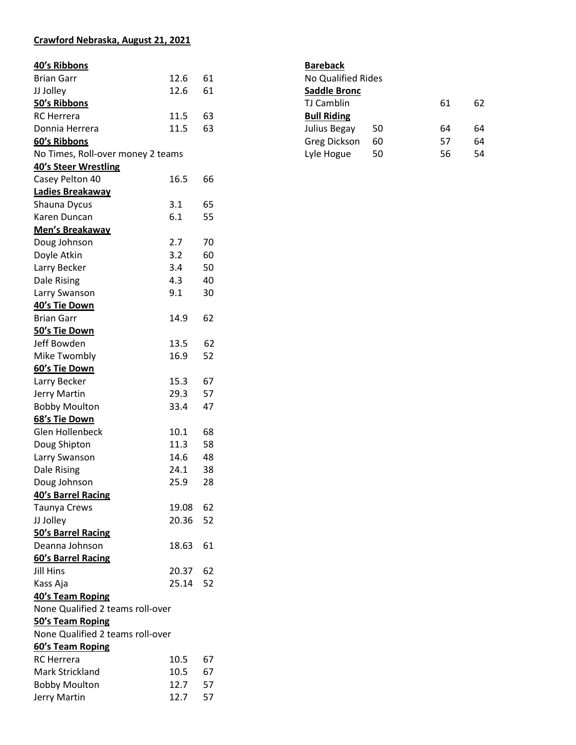**Crawford Nebraska, August 21, 2021**

**40's Ribbons**

| | | |
|---|---|---|
| Brian Garr | 12.6 | 61 |
| JJ Jolley | 12.6 | 61 |

**50's Ribbons**

| | | |
|---|---|---|
| RC Herrera | 11.5 | 63 |
| Donnia Herrera | 11.5 | 63 |

**60's Ribbons**

No Times, Roll-over money 2 teams

**40's Steer Wrestling**

| | | |
|---|---|---|
| Casey Pelton 40 | 16.5 | 66 |

**Ladies Breakaway**

| | | |
|---|---|---|
| Shauna Dycus | 3.1 | 65 |
| Karen Duncan | 6.1 | 55 |

**Men's Breakaway**

| | | |
|---|---|---|
| Doug Johnson | 2.7 | 70 |
| Doyle Atkin | 3.2 | 60 |
| Larry Becker | 3.4 | 50 |
| Dale Rising | 4.3 | 40 |
| Larry Swanson | 9.1 | 30 |

**40's Tie Down**

| | | |
|---|---|---|
| Brian Garr | 14.9 | 62 |

**50's Tie Down**

| | | |
|---|---|---|
| Jeff Bowden | 13.5 | 62 |
| Mike Twombly | 16.9 | 52 |

**60's Tie Down**

| | | |
|---|---|---|
| Larry Becker | 15.3 | 67 |
| Jerry Martin | 29.3 | 57 |
| Bobby Moulton | 33.4 | 47 |

**68's Tie Down**

| | | |
|---|---|---|
| Glen Hollenbeck | 10.1 | 68 |
| Doug Shipton | 11.3 | 58 |
| Larry Swanson | 14.6 | 48 |
| Dale Rising | 24.1 | 38 |
| Doug Johnson | 25.9 | 28 |

**40's Barrel Racing**

| | | |
|---|---|---|
| Taunya Crews | 19.08 | 62 |
| JJ Jolley | 20.36 | 52 |

**50's Barrel Racing**

| | | |
|---|---|---|
| Deanna Johnson | 18.63 | 61 |

**60's Barrel Racing**

| | | |
|---|---|---|
| Jill Hins | 20.37 | 62 |
| Kass Aja | 25.14 | 52 |

**40's Team Roping**

None Qualified 2 teams roll-over

**50's Team Roping**

None Qualified 2 teams roll-over

**60's Team Roping**

| | | |
|---|---|---|
| RC Herrera | 10.5 | 67 |
| Mark Strickland | 10.5 | 67 |
| Bobby Moulton | 12.7 | 57 |
| Jerry Martin | 12.7 | 57 |

**Bareback**

No Qualified Rides

**Saddle Bronc**

| | | | |
|---|---|---|---|
| TJ Camblin | | 61 | 62 |

**Bull Riding**

| | | | |
|---|---|---|---|
| Julius Begay | 50 | 64 | 64 |
| Greg Dickson | 60 | 57 | 64 |
| Lyle Hogue | 50 | 56 | 54 |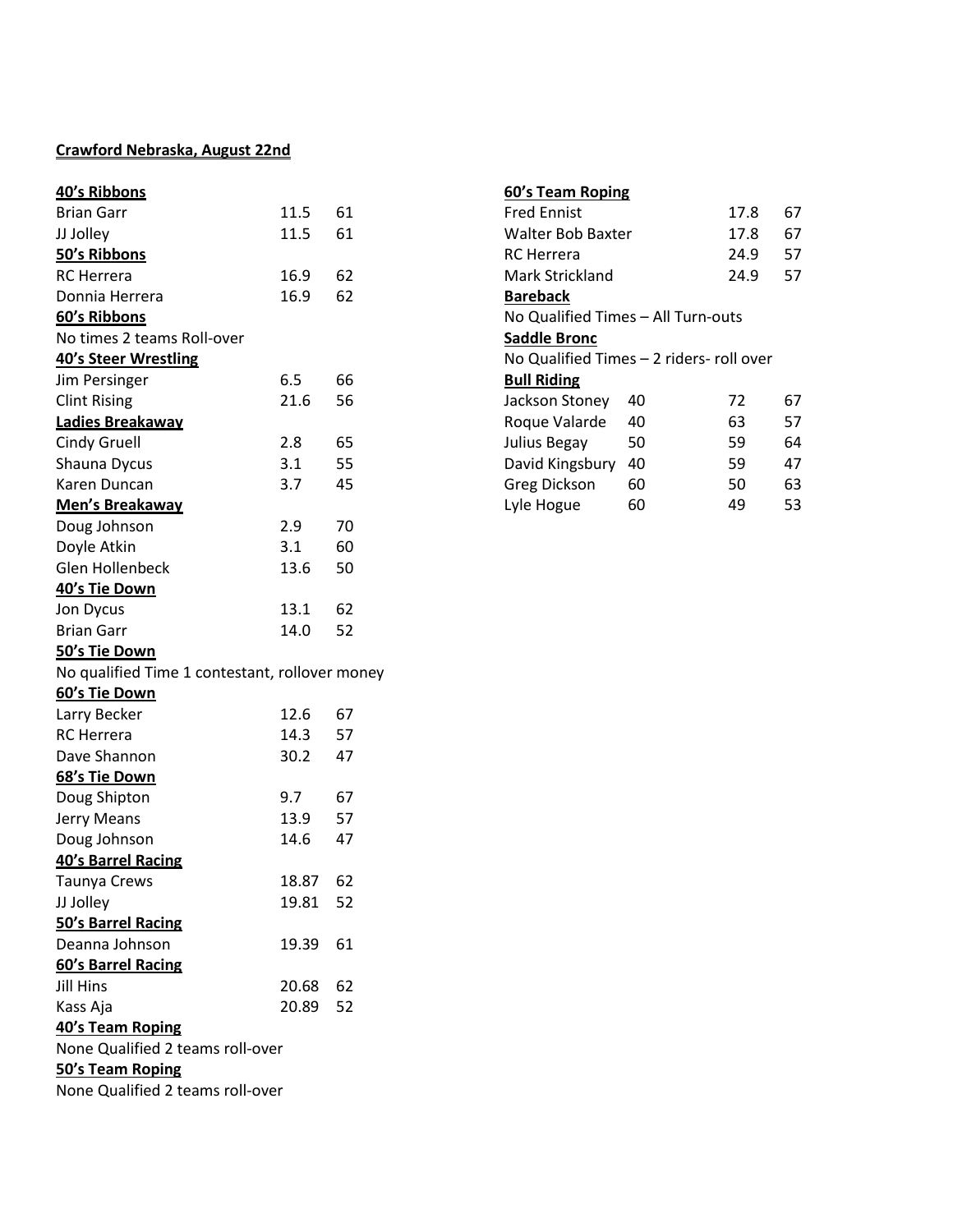**Crawford Nebraska, August 22nd**

**40's Ribbons**

| | | |
|---|---|---|
| Brian Garr | 11.5 | 61 |
| JJ Jolley | 11.5 | 61 |

**50's Ribbons**

| | | |
|---|---|---|
| RC Herrera | 16.9 | 62 |
| Donnia Herrera | 16.9 | 62 |

**60's Ribbons**

No times 2 teams Roll-over

**40's Steer Wrestling**

| | | |
|---|---|---|
| Jim Persinger | 6.5 | 66 |
| Clint Rising | 21.6 | 56 |

**Ladies Breakaway**

| | | |
|---|---|---|
| Cindy Gruell | 2.8 | 65 |
| Shauna Dycus | 3.1 | 55 |
| Karen Duncan | 3.7 | 45 |

**Men's Breakaway**

| | | |
|---|---|---|
| Doug Johnson | 2.9 | 70 |
| Doyle Atkin | 3.1 | 60 |
| Glen Hollenbeck | 13.6 | 50 |

**40's Tie Down**

| | | |
|---|---|---|
| Jon Dycus | 13.1 | 62 |
| Brian Garr | 14.0 | 52 |

**50's Tie Down**

No qualified Time 1 contestant, rollover money

**60's Tie Down**

| | | |
|---|---|---|
| Larry Becker | 12.6 | 67 |
| RC Herrera | 14.3 | 57 |
| Dave Shannon | 30.2 | 47 |

**68's Tie Down**

| | | |
|---|---|---|
| Doug Shipton | 9.7 | 67 |
| Jerry Means | 13.9 | 57 |
| Doug Johnson | 14.6 | 47 |

**40's Barrel Racing**

| | | |
|---|---|---|
| Taunya Crews | 18.87 | 62 |
| JJ Jolley | 19.81 | 52 |

**50's Barrel Racing**

| | | |
|---|---|---|
| Deanna Johnson | 19.39 | 61 |

**60's Barrel Racing**

| | | |
|---|---|---|
| Jill Hins | 20.68 | 62 |
| Kass Aja | 20.89 | 52 |

**40's Team Roping**

None Qualified 2 teams roll-over

**50's Team Roping**

None Qualified 2 teams roll-over

**60's Team Roping**

| | | |
|---|---|---|
| Fred Ennist | 17.8 | 67 |
| Walter Bob Baxter | 17.8 | 67 |
| RC Herrera | 24.9 | 57 |
| Mark Strickland | 24.9 | 57 |

**Bareback**

No Qualified Times – All Turn-outs

**Saddle Bronc**

No Qualified Times – 2 riders- roll over

**Bull Riding**

| | | | |
|---|---|---|---|
| Jackson Stoney | 40 | 72 | 67 |
| Roque Valarde | 40 | 63 | 57 |
| Julius Begay | 50 | 59 | 64 |
| David Kingsbury | 40 | 59 | 47 |
| Greg Dickson | 60 | 50 | 63 |
| Lyle Hogue | 60 | 49 | 53 |